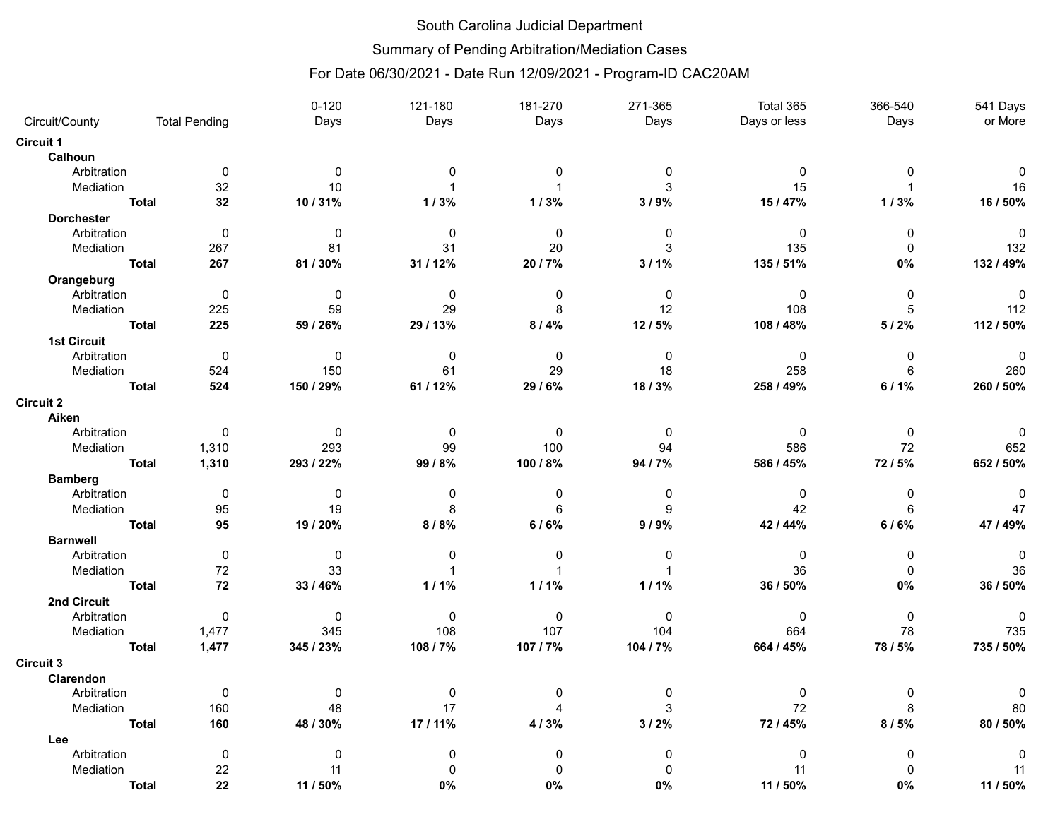# South Carolina Judicial Department

## Summary of Pending Arbitration/Mediation Cases

### For Date 06/30/2021 - Date Run 12/09/2021 - Program-ID CAC20AM

| Circuit/County | | Total Pending | 0-120 Days | 121-180 Days | 181-270 Days | 271-365 Days | Total 365 Days or less | 366-540 Days | 541 Days or More |
|---|---|---|---|---|---|---|---|---|---|
| **Circuit 1** | | | | | | | | | |
| **Calhoun** | | | | | | | | | |
| Arbitration | | 0 | 0 | 0 | 0 | 0 | 0 | 0 | 0 |
| Mediation | | 32 | 10 | 1 | 1 | 3 | 15 | 1 | 16 |
| | **Total** | **32** | **10 / 31%** | **1 / 3%** | **1 / 3%** | **3 / 9%** | **15 / 47%** | **1 / 3%** | **16 / 50%** |
| **Dorchester** | | | | | | | | | |
| Arbitration | | 0 | 0 | 0 | 0 | 0 | 0 | 0 | 0 |
| Mediation | | 267 | 81 | 31 | 20 | 3 | 135 | 0 | 132 |
| | **Total** | **267** | **81 / 30%** | **31 / 12%** | **20 / 7%** | **3 / 1%** | **135 / 51%** | **0%** | **132 / 49%** |
| **Orangeburg** | | | | | | | | | |
| Arbitration | | 0 | 0 | 0 | 0 | 0 | 0 | 0 | 0 |
| Mediation | | 225 | 59 | 29 | 8 | 12 | 108 | 5 | 112 |
| | **Total** | **225** | **59 / 26%** | **29 / 13%** | **8 / 4%** | **12 / 5%** | **108 / 48%** | **5 / 2%** | **112 / 50%** |
| **1st Circuit** | | | | | | | | | |
| Arbitration | | 0 | 0 | 0 | 0 | 0 | 0 | 0 | 0 |
| Mediation | | 524 | 150 | 61 | 29 | 18 | 258 | 6 | 260 |
| | **Total** | **524** | **150 / 29%** | **61 / 12%** | **29 / 6%** | **18 / 3%** | **258 / 49%** | **6 / 1%** | **260 / 50%** |
| **Circuit 2** | | | | | | | | | |
| **Aiken** | | | | | | | | | |
| Arbitration | | 0 | 0 | 0 | 0 | 0 | 0 | 0 | 0 |
| Mediation | | 1,310 | 293 | 99 | 100 | 94 | 586 | 72 | 652 |
| | **Total** | **1,310** | **293 / 22%** | **99 / 8%** | **100 / 8%** | **94 / 7%** | **586 / 45%** | **72 / 5%** | **652 / 50%** |
| **Bamberg** | | | | | | | | | |
| Arbitration | | 0 | 0 | 0 | 0 | 0 | 0 | 0 | 0 |
| Mediation | | 95 | 19 | 8 | 6 | 9 | 42 | 6 | 47 |
| | **Total** | **95** | **19 / 20%** | **8 / 8%** | **6 / 6%** | **9 / 9%** | **42 / 44%** | **6 / 6%** | **47 / 49%** |
| **Barnwell** | | | | | | | | | |
| Arbitration | | 0 | 0 | 0 | 0 | 0 | 0 | 0 | 0 |
| Mediation | | 72 | 33 | 1 | 1 | 1 | 36 | 0 | 36 |
| | **Total** | **72** | **33 / 46%** | **1 / 1%** | **1 / 1%** | **1 / 1%** | **36 / 50%** | **0%** | **36 / 50%** |
| **2nd Circuit** | | | | | | | | | |
| Arbitration | | 0 | 0 | 0 | 0 | 0 | 0 | 0 | 0 |
| Mediation | | 1,477 | 345 | 108 | 107 | 104 | 664 | 78 | 735 |
| | **Total** | **1,477** | **345 / 23%** | **108 / 7%** | **107 / 7%** | **104 / 7%** | **664 / 45%** | **78 / 5%** | **735 / 50%** |
| **Circuit 3** | | | | | | | | | |
| **Clarendon** | | | | | | | | | |
| Arbitration | | 0 | 0 | 0 | 0 | 0 | 0 | 0 | 0 |
| Mediation | | 160 | 48 | 17 | 4 | 3 | 72 | 8 | 80 |
| | **Total** | **160** | **48 / 30%** | **17 / 11%** | **4 / 3%** | **3 / 2%** | **72 / 45%** | **8 / 5%** | **80 / 50%** |
| **Lee** | | | | | | | | | |
| Arbitration | | 0 | 0 | 0 | 0 | 0 | 0 | 0 | 0 |
| Mediation | | 22 | 11 | 0 | 0 | 0 | 11 | 0 | 11 |
| | **Total** | **22** | **11 / 50%** | **0%** | **0%** | **0%** | **11 / 50%** | **0%** | **11 / 50%** |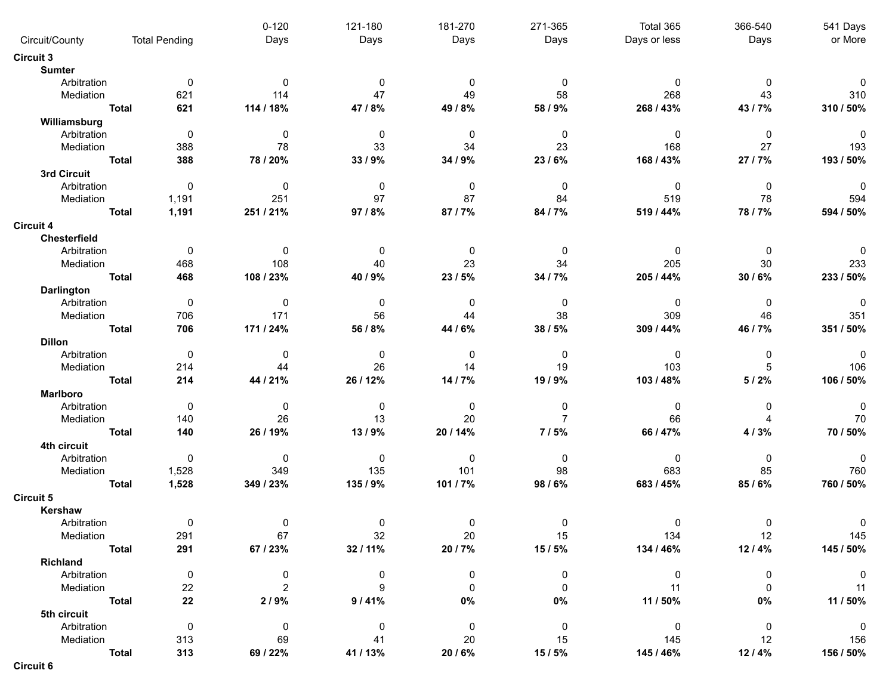| Circuit/County | | | Total Pending | 0-120 Days | 121-180 Days | 181-270 Days | 271-365 Days | Total 365 Days or less | 366-540 Days | 541 Days or More |
|---|---|---|---|---|---|---|---|---|---|---|
| **Circuit 3** | | | | | | | | | | |
| | **Sumter** | | | | | | | | | |
| | | Arbitration | 0 | 0 | 0 | 0 | 0 | 0 | 0 | 0 |
| | | Mediation | 621 | 114 | 47 | 49 | 58 | 268 | 43 | 310 |
| | | **Total** | **621** | **114 / 18%** | **47 / 8%** | **49 / 8%** | **58 / 9%** | **268 / 43%** | **43 / 7%** | **310 / 50%** |
| | **Williamsburg** | | | | | | | | | |
| | | Arbitration | 0 | 0 | 0 | 0 | 0 | 0 | 0 | 0 |
| | | Mediation | 388 | 78 | 33 | 34 | 23 | 168 | 27 | 193 |
| | | **Total** | **388** | **78 / 20%** | **33 / 9%** | **34 / 9%** | **23 / 6%** | **168 / 43%** | **27 / 7%** | **193 / 50%** |
| | **3rd Circuit** | | | | | | | | | |
| | | Arbitration | 0 | 0 | 0 | 0 | 0 | 0 | 0 | 0 |
| | | Mediation | 1,191 | 251 | 97 | 87 | 84 | 519 | 78 | 594 |
| | | **Total** | **1,191** | **251 / 21%** | **97 / 8%** | **87 / 7%** | **84 / 7%** | **519 / 44%** | **78 / 7%** | **594 / 50%** |
| **Circuit 4** | | | | | | | | | | |
| | **Chesterfield** | | | | | | | | | |
| | | Arbitration | 0 | 0 | 0 | 0 | 0 | 0 | 0 | 0 |
| | | Mediation | 468 | 108 | 40 | 23 | 34 | 205 | 30 | 233 |
| | | **Total** | **468** | **108 / 23%** | **40 / 9%** | **23 / 5%** | **34 / 7%** | **205 / 44%** | **30 / 6%** | **233 / 50%** |
| | **Darlington** | | | | | | | | | |
| | | Arbitration | 0 | 0 | 0 | 0 | 0 | 0 | 0 | 0 |
| | | Mediation | 706 | 171 | 56 | 44 | 38 | 309 | 46 | 351 |
| | | **Total** | **706** | **171 / 24%** | **56 / 8%** | **44 / 6%** | **38 / 5%** | **309 / 44%** | **46 / 7%** | **351 / 50%** |
| | **Dillon** | | | | | | | | | |
| | | Arbitration | 0 | 0 | 0 | 0 | 0 | 0 | 0 | 0 |
| | | Mediation | 214 | 44 | 26 | 14 | 19 | 103 | 5 | 106 |
| | | **Total** | **214** | **44 / 21%** | **26 / 12%** | **14 / 7%** | **19 / 9%** | **103 / 48%** | **5 / 2%** | **106 / 50%** |
| | **Marlboro** | | | | | | | | | |
| | | Arbitration | 0 | 0 | 0 | 0 | 0 | 0 | 0 | 0 |
| | | Mediation | 140 | 26 | 13 | 20 | 7 | 66 | 4 | 70 |
| | | **Total** | **140** | **26 / 19%** | **13 / 9%** | **20 / 14%** | **7 / 5%** | **66 / 47%** | **4 / 3%** | **70 / 50%** |
| | **4th circuit** | | | | | | | | | |
| | | Arbitration | 0 | 0 | 0 | 0 | 0 | 0 | 0 | 0 |
| | | Mediation | 1,528 | 349 | 135 | 101 | 98 | 683 | 85 | 760 |
| | | **Total** | **1,528** | **349 / 23%** | **135 / 9%** | **101 / 7%** | **98 / 6%** | **683 / 45%** | **85 / 6%** | **760 / 50%** |
| **Circuit 5** | | | | | | | | | | |
| | **Kershaw** | | | | | | | | | |
| | | Arbitration | 0 | 0 | 0 | 0 | 0 | 0 | 0 | 0 |
| | | Mediation | 291 | 67 | 32 | 20 | 15 | 134 | 12 | 145 |
| | | **Total** | **291** | **67 / 23%** | **32 / 11%** | **20 / 7%** | **15 / 5%** | **134 / 46%** | **12 / 4%** | **145 / 50%** |
| | **Richland** | | | | | | | | | |
| | | Arbitration | 0 | 0 | 0 | 0 | 0 | 0 | 0 | 0 |
| | | Mediation | 22 | 2 | 9 | 0 | 0 | 11 | 0 | 11 |
| | | **Total** | **22** | **2 / 9%** | **9 / 41%** | **0%** | **0%** | **11 / 50%** | **0%** | **11 / 50%** |
| | **5th circuit** | | | | | | | | | |
| | | Arbitration | 0 | 0 | 0 | 0 | 0 | 0 | 0 | 0 |
| | | Mediation | 313 | 69 | 41 | 20 | 15 | 145 | 12 | 156 |
| | | **Total** | **313** | **69 / 22%** | **41 / 13%** | **20 / 6%** | **15 / 5%** | **145 / 46%** | **12 / 4%** | **156 / 50%** |
| **Circuit 6** | | | | | | | | | | |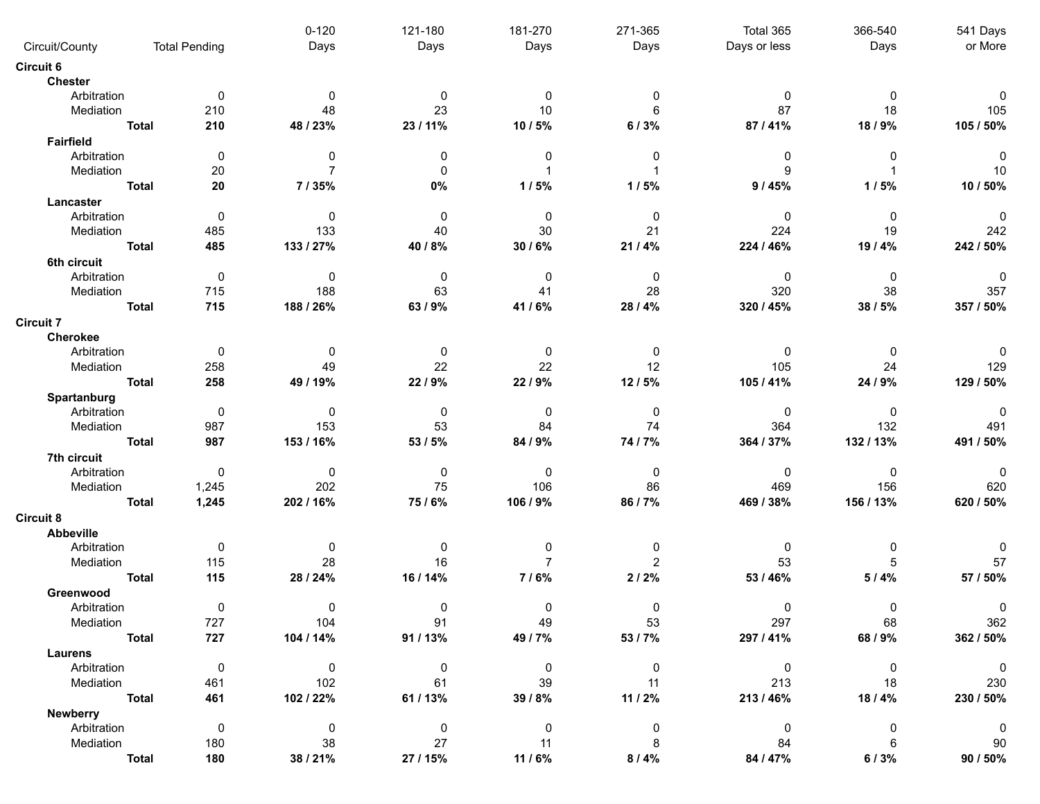| Circuit/County | | Total Pending | 0-120 Days | 121-180 Days | 181-270 Days | 271-365 Days | Total 365 Days or less | 366-540 Days | 541 Days or More |
|---|---|---|---|---|---|---|---|---|---|
| **Circuit 6** | | | | | | | | | |
| **Chester** | | | | | | | | | |
| Arbitration | | 0 | 0 | 0 | 0 | 0 | 0 | 0 | 0 |
| Mediation | | 210 | 48 | 23 | 10 | 6 | 87 | 18 | 105 |
| | **Total** | **210** | **48 / 23%** | **23 / 11%** | **10 / 5%** | **6 / 3%** | **87 / 41%** | **18 / 9%** | **105 / 50%** |
| **Fairfield** | | | | | | | | | |
| Arbitration | | 0 | 0 | 0 | 0 | 0 | 0 | 0 | 0 |
| Mediation | | 20 | 7 | 0 | 1 | 1 | 9 | 1 | 10 |
| | **Total** | **20** | **7 / 35%** | **0%** | **1 / 5%** | **1 / 5%** | **9 / 45%** | **1 / 5%** | **10 / 50%** |
| **Lancaster** | | | | | | | | | |
| Arbitration | | 0 | 0 | 0 | 0 | 0 | 0 | 0 | 0 |
| Mediation | | 485 | 133 | 40 | 30 | 21 | 224 | 19 | 242 |
| | **Total** | **485** | **133 / 27%** | **40 / 8%** | **30 / 6%** | **21 / 4%** | **224 / 46%** | **19 / 4%** | **242 / 50%** |
| **6th circuit** | | | | | | | | | |
| Arbitration | | 0 | 0 | 0 | 0 | 0 | 0 | 0 | 0 |
| Mediation | | 715 | 188 | 63 | 41 | 28 | 320 | 38 | 357 |
| | **Total** | **715** | **188 / 26%** | **63 / 9%** | **41 / 6%** | **28 / 4%** | **320 / 45%** | **38 / 5%** | **357 / 50%** |
| **Circuit 7** | | | | | | | | | |
| **Cherokee** | | | | | | | | | |
| Arbitration | | 0 | 0 | 0 | 0 | 0 | 0 | 0 | 0 |
| Mediation | | 258 | 49 | 22 | 22 | 12 | 105 | 24 | 129 |
| | **Total** | **258** | **49 / 19%** | **22 / 9%** | **22 / 9%** | **12 / 5%** | **105 / 41%** | **24 / 9%** | **129 / 50%** |
| **Spartanburg** | | | | | | | | | |
| Arbitration | | 0 | 0 | 0 | 0 | 0 | 0 | 0 | 0 |
| Mediation | | 987 | 153 | 53 | 84 | 74 | 364 | 132 | 491 |
| | **Total** | **987** | **153 / 16%** | **53 / 5%** | **84 / 9%** | **74 / 7%** | **364 / 37%** | **132 / 13%** | **491 / 50%** |
| **7th circuit** | | | | | | | | | |
| Arbitration | | 0 | 0 | 0 | 0 | 0 | 0 | 0 | 0 |
| Mediation | | 1,245 | 202 | 75 | 106 | 86 | 469 | 156 | 620 |
| | **Total** | **1,245** | **202 / 16%** | **75 / 6%** | **106 / 9%** | **86 / 7%** | **469 / 38%** | **156 / 13%** | **620 / 50%** |
| **Circuit 8** | | | | | | | | | |
| **Abbeville** | | | | | | | | | |
| Arbitration | | 0 | 0 | 0 | 0 | 0 | 0 | 0 | 0 |
| Mediation | | 115 | 28 | 16 | 7 | 2 | 53 | 5 | 57 |
| | **Total** | **115** | **28 / 24%** | **16 / 14%** | **7 / 6%** | **2 / 2%** | **53 / 46%** | **5 / 4%** | **57 / 50%** |
| **Greenwood** | | | | | | | | | |
| Arbitration | | 0 | 0 | 0 | 0 | 0 | 0 | 0 | 0 |
| Mediation | | 727 | 104 | 91 | 49 | 53 | 297 | 68 | 362 |
| | **Total** | **727** | **104 / 14%** | **91 / 13%** | **49 / 7%** | **53 / 7%** | **297 / 41%** | **68 / 9%** | **362 / 50%** |
| **Laurens** | | | | | | | | | |
| Arbitration | | 0 | 0 | 0 | 0 | 0 | 0 | 0 | 0 |
| Mediation | | 461 | 102 | 61 | 39 | 11 | 213 | 18 | 230 |
| | **Total** | **461** | **102 / 22%** | **61 / 13%** | **39 / 8%** | **11 / 2%** | **213 / 46%** | **18 / 4%** | **230 / 50%** |
| **Newberry** | | | | | | | | | |
| Arbitration | | 0 | 0 | 0 | 0 | 0 | 0 | 0 | 0 |
| Mediation | | 180 | 38 | 27 | 11 | 8 | 84 | 6 | 90 |
| | **Total** | **180** | **38 / 21%** | **27 / 15%** | **11 / 6%** | **8 / 4%** | **84 / 47%** | **6 / 3%** | **90 / 50%** |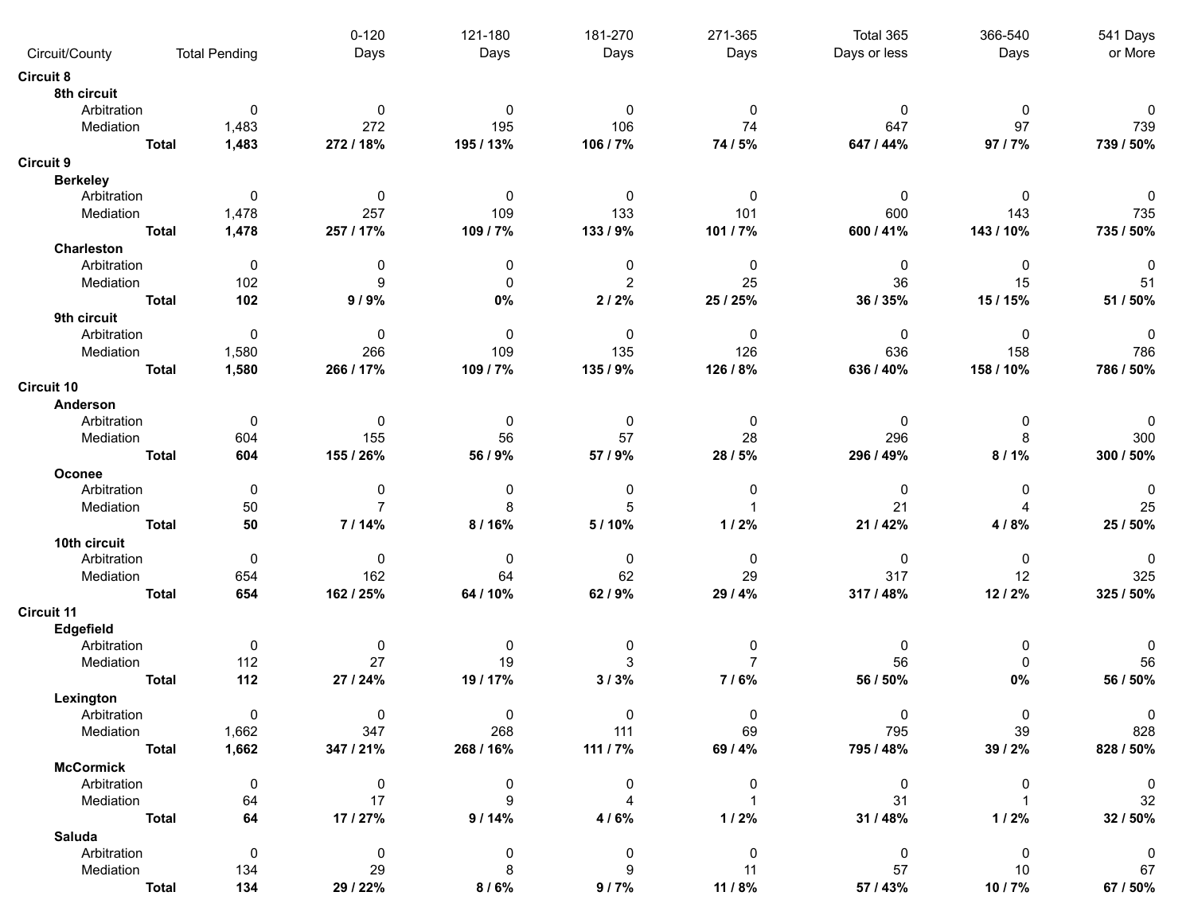| Circuit/County | | Total Pending | 0-120 Days | 121-180 Days | 181-270 Days | 271-365 Days | Total 365 Days or less | 366-540 Days | 541 Days or More |
|---|---|---|---|---|---|---|---|---|---|
| **Circuit 8** | | | | | | | | | |
| **8th circuit** | | | | | | | | | |
| Arbitration | | 0 | 0 | 0 | 0 | 0 | 0 | 0 | 0 |
| Mediation | | 1,483 | 272 | 195 | 106 | 74 | 647 | 97 | 739 |
| | **Total** | **1,483** | **272 / 18%** | **195 / 13%** | **106 / 7%** | **74 / 5%** | **647 / 44%** | **97 / 7%** | **739 / 50%** |
| **Circuit 9** | | | | | | | | | |
| **Berkeley** | | | | | | | | | |
| Arbitration | | 0 | 0 | 0 | 0 | 0 | 0 | 0 | 0 |
| Mediation | | 1,478 | 257 | 109 | 133 | 101 | 600 | 143 | 735 |
| | **Total** | **1,478** | **257 / 17%** | **109 / 7%** | **133 / 9%** | **101 / 7%** | **600 / 41%** | **143 / 10%** | **735 / 50%** |
| **Charleston** | | | | | | | | | |
| Arbitration | | 0 | 0 | 0 | 0 | 0 | 0 | 0 | 0 |
| Mediation | | 102 | 9 | 0 | 2 | 25 | 36 | 15 | 51 |
| | **Total** | **102** | **9 / 9%** | **0%** | **2 / 2%** | **25 / 25%** | **36 / 35%** | **15 / 15%** | **51 / 50%** |
| **9th circuit** | | | | | | | | | |
| Arbitration | | 0 | 0 | 0 | 0 | 0 | 0 | 0 | 0 |
| Mediation | | 1,580 | 266 | 109 | 135 | 126 | 636 | 158 | 786 |
| | **Total** | **1,580** | **266 / 17%** | **109 / 7%** | **135 / 9%** | **126 / 8%** | **636 / 40%** | **158 / 10%** | **786 / 50%** |
| **Circuit 10** | | | | | | | | | |
| **Anderson** | | | | | | | | | |
| Arbitration | | 0 | 0 | 0 | 0 | 0 | 0 | 0 | 0 |
| Mediation | | 604 | 155 | 56 | 57 | 28 | 296 | 8 | 300 |
| | **Total** | **604** | **155 / 26%** | **56 / 9%** | **57 / 9%** | **28 / 5%** | **296 / 49%** | **8 / 1%** | **300 / 50%** |
| **Oconee** | | | | | | | | | |
| Arbitration | | 0 | 0 | 0 | 0 | 0 | 0 | 0 | 0 |
| Mediation | | 50 | 7 | 8 | 5 | 1 | 21 | 4 | 25 |
| | **Total** | **50** | **7 / 14%** | **8 / 16%** | **5 / 10%** | **1 / 2%** | **21 / 42%** | **4 / 8%** | **25 / 50%** |
| **10th circuit** | | | | | | | | | |
| Arbitration | | 0 | 0 | 0 | 0 | 0 | 0 | 0 | 0 |
| Mediation | | 654 | 162 | 64 | 62 | 29 | 317 | 12 | 325 |
| | **Total** | **654** | **162 / 25%** | **64 / 10%** | **62 / 9%** | **29 / 4%** | **317 / 48%** | **12 / 2%** | **325 / 50%** |
| **Circuit 11** | | | | | | | | | |
| **Edgefield** | | | | | | | | | |
| Arbitration | | 0 | 0 | 0 | 0 | 0 | 0 | 0 | 0 |
| Mediation | | 112 | 27 | 19 | 3 | 7 | 56 | 0 | 56 |
| | **Total** | **112** | **27 / 24%** | **19 / 17%** | **3 / 3%** | **7 / 6%** | **56 / 50%** | **0%** | **56 / 50%** |
| **Lexington** | | | | | | | | | |
| Arbitration | | 0 | 0 | 0 | 0 | 0 | 0 | 0 | 0 |
| Mediation | | 1,662 | 347 | 268 | 111 | 69 | 795 | 39 | 828 |
| | **Total** | **1,662** | **347 / 21%** | **268 / 16%** | **111 / 7%** | **69 / 4%** | **795 / 48%** | **39 / 2%** | **828 / 50%** |
| **McCormick** | | | | | | | | | |
| Arbitration | | 0 | 0 | 0 | 0 | 0 | 0 | 0 | 0 |
| Mediation | | 64 | 17 | 9 | 4 | 1 | 31 | 1 | 32 |
| | **Total** | **64** | **17 / 27%** | **9 / 14%** | **4 / 6%** | **1 / 2%** | **31 / 48%** | **1 / 2%** | **32 / 50%** |
| **Saluda** | | | | | | | | | |
| Arbitration | | 0 | 0 | 0 | 0 | 0 | 0 | 0 | 0 |
| Mediation | | 134 | 29 | 8 | 9 | 11 | 57 | 10 | 67 |
| | **Total** | **134** | **29 / 22%** | **8 / 6%** | **9 / 7%** | **11 / 8%** | **57 / 43%** | **10 / 7%** | **67 / 50%** |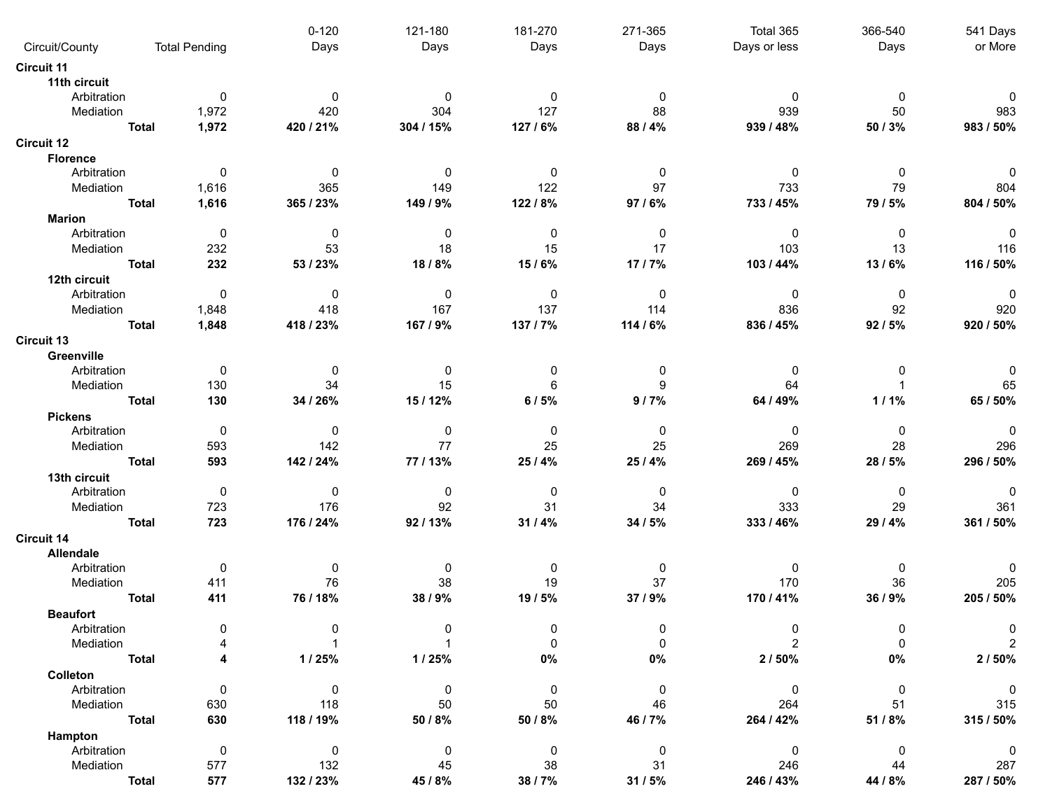| Circuit/County | Total Pending | 0-120 Days | 121-180 Days | 181-270 Days | 271-365 Days | Total 365 Days or less | 366-540 Days | 541 Days or More |
|---|---|---|---|---|---|---|---|---|
| **Circuit 11** | | | | | | | | |
| **11th circuit** | | | | | | | | |
| Arbitration | 0 | 0 | 0 | 0 | 0 | 0 | 0 | 0 |
| Mediation | 1,972 | 420 | 304 | 127 | 88 | 939 | 50 | 983 |
| **Total** | **1,972** | **420 / 21%** | **304 / 15%** | **127 / 6%** | **88 / 4%** | **939 / 48%** | **50 / 3%** | **983 / 50%** |
| **Circuit 12** | | | | | | | | |
| **Florence** | | | | | | | | |
| Arbitration | 0 | 0 | 0 | 0 | 0 | 0 | 0 | 0 |
| Mediation | 1,616 | 365 | 149 | 122 | 97 | 733 | 79 | 804 |
| **Total** | **1,616** | **365 / 23%** | **149 / 9%** | **122 / 8%** | **97 / 6%** | **733 / 45%** | **79 / 5%** | **804 / 50%** |
| **Marion** | | | | | | | | |
| Arbitration | 0 | 0 | 0 | 0 | 0 | 0 | 0 | 0 |
| Mediation | 232 | 53 | 18 | 15 | 17 | 103 | 13 | 116 |
| **Total** | **232** | **53 / 23%** | **18 / 8%** | **15 / 6%** | **17 / 7%** | **103 / 44%** | **13 / 6%** | **116 / 50%** |
| **12th circuit** | | | | | | | | |
| Arbitration | 0 | 0 | 0 | 0 | 0 | 0 | 0 | 0 |
| Mediation | 1,848 | 418 | 167 | 137 | 114 | 836 | 92 | 920 |
| **Total** | **1,848** | **418 / 23%** | **167 / 9%** | **137 / 7%** | **114 / 6%** | **836 / 45%** | **92 / 5%** | **920 / 50%** |
| **Circuit 13** | | | | | | | | |
| **Greenville** | | | | | | | | |
| Arbitration | 0 | 0 | 0 | 0 | 0 | 0 | 0 | 0 |
| Mediation | 130 | 34 | 15 | 6 | 9 | 64 | 1 | 65 |
| **Total** | **130** | **34 / 26%** | **15 / 12%** | **6 / 5%** | **9 / 7%** | **64 / 49%** | **1 / 1%** | **65 / 50%** |
| **Pickens** | | | | | | | | |
| Arbitration | 0 | 0 | 0 | 0 | 0 | 0 | 0 | 0 |
| Mediation | 593 | 142 | 77 | 25 | 25 | 269 | 28 | 296 |
| **Total** | **593** | **142 / 24%** | **77 / 13%** | **25 / 4%** | **25 / 4%** | **269 / 45%** | **28 / 5%** | **296 / 50%** |
| **13th circuit** | | | | | | | | |
| Arbitration | 0 | 0 | 0 | 0 | 0 | 0 | 0 | 0 |
| Mediation | 723 | 176 | 92 | 31 | 34 | 333 | 29 | 361 |
| **Total** | **723** | **176 / 24%** | **92 / 13%** | **31 / 4%** | **34 / 5%** | **333 / 46%** | **29 / 4%** | **361 / 50%** |
| **Circuit 14** | | | | | | | | |
| **Allendale** | | | | | | | | |
| Arbitration | 0 | 0 | 0 | 0 | 0 | 0 | 0 | 0 |
| Mediation | 411 | 76 | 38 | 19 | 37 | 170 | 36 | 205 |
| **Total** | **411** | **76 / 18%** | **38 / 9%** | **19 / 5%** | **37 / 9%** | **170 / 41%** | **36 / 9%** | **205 / 50%** |
| **Beaufort** | | | | | | | | |
| Arbitration | 0 | 0 | 0 | 0 | 0 | 0 | 0 | 0 |
| Mediation | 4 | 1 | 1 | 0 | 0 | 2 | 0 | 2 |
| **Total** | **4** | **1 / 25%** | **1 / 25%** | **0%** | **0%** | **2 / 50%** | **0%** | **2 / 50%** |
| **Colleton** | | | | | | | | |
| Arbitration | 0 | 0 | 0 | 0 | 0 | 0 | 0 | 0 |
| Mediation | 630 | 118 | 50 | 50 | 46 | 264 | 51 | 315 |
| **Total** | **630** | **118 / 19%** | **50 / 8%** | **50 / 8%** | **46 / 7%** | **264 / 42%** | **51 / 8%** | **315 / 50%** |
| **Hampton** | | | | | | | | |
| Arbitration | 0 | 0 | 0 | 0 | 0 | 0 | 0 | 0 |
| Mediation | 577 | 132 | 45 | 38 | 31 | 246 | 44 | 287 |
| **Total** | **577** | **132 / 23%** | **45 / 8%** | **38 / 7%** | **31 / 5%** | **246 / 43%** | **44 / 8%** | **287 / 50%** |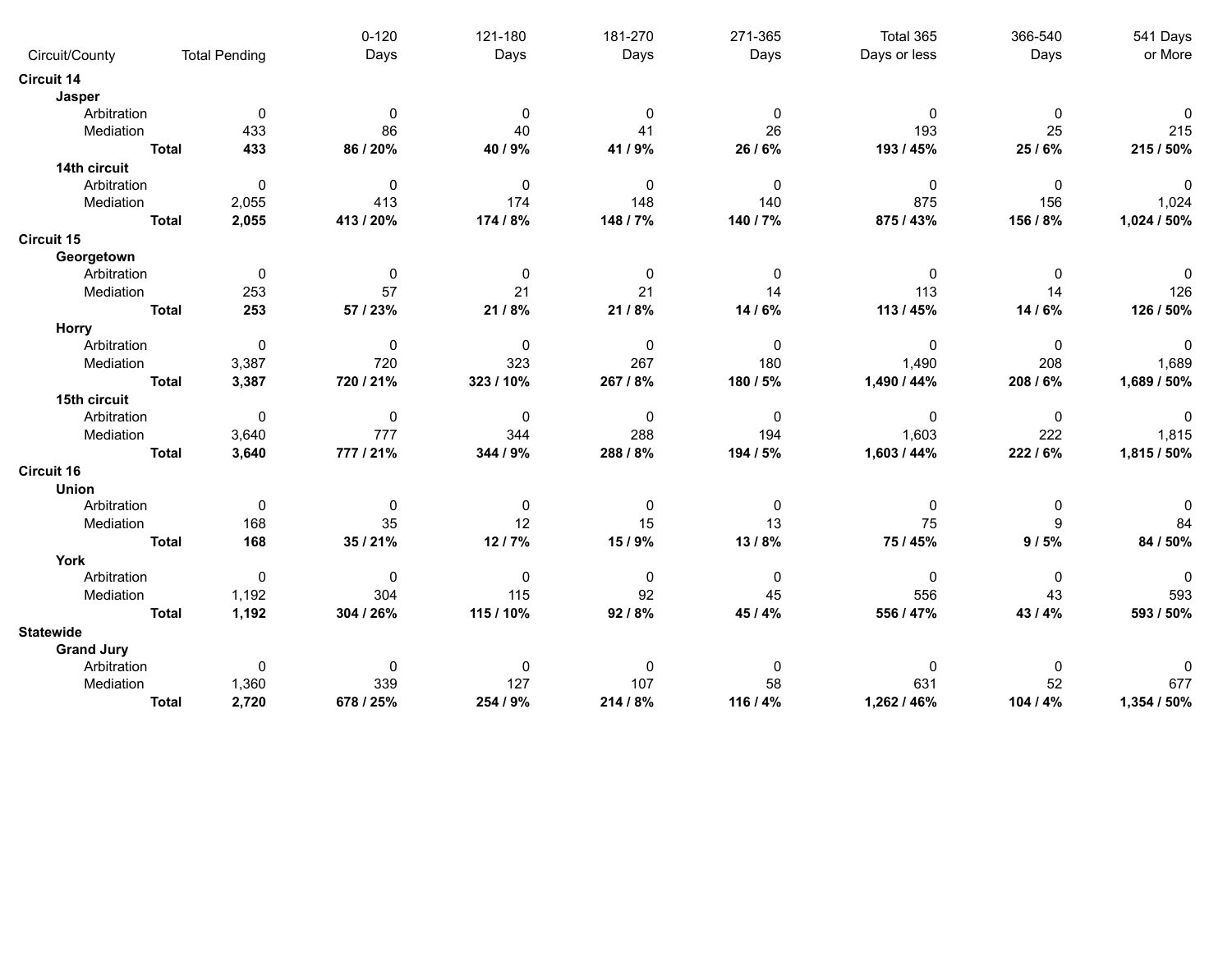| Circuit/County | | Total Pending | 0-120 Days | 121-180 Days | 181-270 Days | 271-365 Days | Total 365 Days or less | 366-540 Days | 541 Days or More |
|---|---|---|---|---|---|---|---|---|---|
| **Circuit 14** | | | | | | | | | |
| **Jasper** | | | | | | | | | |
| Arbitration | | 0 | 0 | 0 | 0 | 0 | 0 | 0 | 0 |
| Mediation | | 433 | 86 | 40 | 41 | 26 | 193 | 25 | 215 |
| | **Total** | **433** | **86 / 20%** | **40 / 9%** | **41 / 9%** | **26 / 6%** | **193 / 45%** | **25 / 6%** | **215 / 50%** |
| **14th circuit** | | | | | | | | | |
| Arbitration | | 0 | 0 | 0 | 0 | 0 | 0 | 0 | 0 |
| Mediation | | 2,055 | 413 | 174 | 148 | 140 | 875 | 156 | 1,024 |
| | **Total** | **2,055** | **413 / 20%** | **174 / 8%** | **148 / 7%** | **140 / 7%** | **875 / 43%** | **156 / 8%** | **1,024 / 50%** |
| **Circuit 15** | | | | | | | | | |
| **Georgetown** | | | | | | | | | |
| Arbitration | | 0 | 0 | 0 | 0 | 0 | 0 | 0 | 0 |
| Mediation | | 253 | 57 | 21 | 21 | 14 | 113 | 14 | 126 |
| | **Total** | **253** | **57 / 23%** | **21 / 8%** | **21 / 8%** | **14 / 6%** | **113 / 45%** | **14 / 6%** | **126 / 50%** |
| **Horry** | | | | | | | | | |
| Arbitration | | 0 | 0 | 0 | 0 | 0 | 0 | 0 | 0 |
| Mediation | | 3,387 | 720 | 323 | 267 | 180 | 1,490 | 208 | 1,689 |
| | **Total** | **3,387** | **720 / 21%** | **323 / 10%** | **267 / 8%** | **180 / 5%** | **1,490 / 44%** | **208 / 6%** | **1,689 / 50%** |
| **15th circuit** | | | | | | | | | |
| Arbitration | | 0 | 0 | 0 | 0 | 0 | 0 | 0 | 0 |
| Mediation | | 3,640 | 777 | 344 | 288 | 194 | 1,603 | 222 | 1,815 |
| | **Total** | **3,640** | **777 / 21%** | **344 / 9%** | **288 / 8%** | **194 / 5%** | **1,603 / 44%** | **222 / 6%** | **1,815 / 50%** |
| **Circuit 16** | | | | | | | | | |
| **Union** | | | | | | | | | |
| Arbitration | | 0 | 0 | 0 | 0 | 0 | 0 | 0 | 0 |
| Mediation | | 168 | 35 | 12 | 15 | 13 | 75 | 9 | 84 |
| | **Total** | **168** | **35 / 21%** | **12 / 7%** | **15 / 9%** | **13 / 8%** | **75 / 45%** | **9 / 5%** | **84 / 50%** |
| **York** | | | | | | | | | |
| Arbitration | | 0 | 0 | 0 | 0 | 0 | 0 | 0 | 0 |
| Mediation | | 1,192 | 304 | 115 | 92 | 45 | 556 | 43 | 593 |
| | **Total** | **1,192** | **304 / 26%** | **115 / 10%** | **92 / 8%** | **45 / 4%** | **556 / 47%** | **43 / 4%** | **593 / 50%** |
| **Statewide** | | | | | | | | | |
| **Grand Jury** | | | | | | | | | |
| Arbitration | | 0 | 0 | 0 | 0 | 0 | 0 | 0 | 0 |
| Mediation | | 1,360 | 339 | 127 | 107 | 58 | 631 | 52 | 677 |
| | **Total** | **2,720** | **678 / 25%** | **254 / 9%** | **214 / 8%** | **116 / 4%** | **1,262 / 46%** | **104 / 4%** | **1,354 / 50%** |